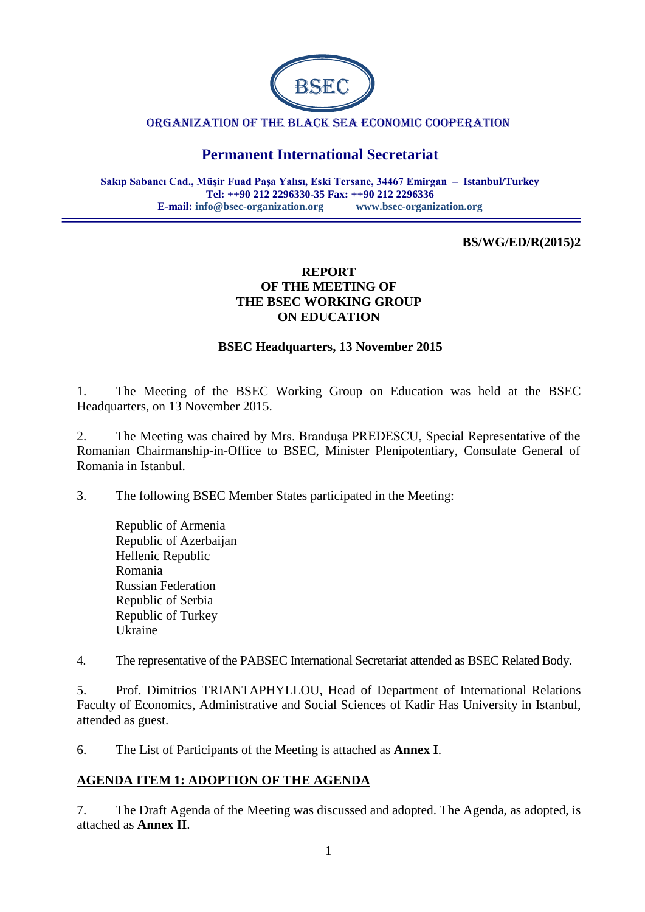BSEC

ORGANIZATION OF THE BLACK SEA ECONOMIC COOPERATION

## Permanent International Secretariat

**Sakıp Sabancı Cad., Müşir Fuad Paşa Yalısı, Eski Tersane, 34467 Emirgan – Istanbul/Turkey**
**Tel: ++90 212 2296330-35 Fax: ++90 212 2296336**
**E-mail: info@bsec-organization.org www.bsec-organization.org**

**BS/WG/ED/R(2015)2**

# REPORT OF THE MEETING OF THE BSEC WORKING GROUP ON EDUCATION

**BSEC Headquarters, 13 November 2015**

1. The Meeting of the BSEC Working Group on Education was held at the BSEC Headquarters, on 13 November 2015.

2. The Meeting was chaired by Mrs. Branduşa PREDESCU, Special Representative of the Romanian Chairmanship-in-Office to BSEC, Minister Plenipotentiary, Consulate General of Romania in Istanbul.

3. The following BSEC Member States participated in the Meeting:

   Republic of Armenia
   Republic of Azerbaijan
   Hellenic Republic
   Romania
   Russian Federation
   Republic of Serbia
   Republic of Turkey
   Ukraine

4. The representative of the PABSEC International Secretariat attended as BSEC Related Body.

5. Prof. Dimitrios TRIANTAPHYLLOU, Head of Department of International Relations Faculty of Economics, Administrative and Social Sciences of Kadir Has University in Istanbul, attended as guest.

6. The List of Participants of the Meeting is attached as **Annex I**.

## AGENDA ITEM 1: ADOPTION OF THE AGENDA

7. The Draft Agenda of the Meeting was discussed and adopted. The Agenda, as adopted, is attached as **Annex II**.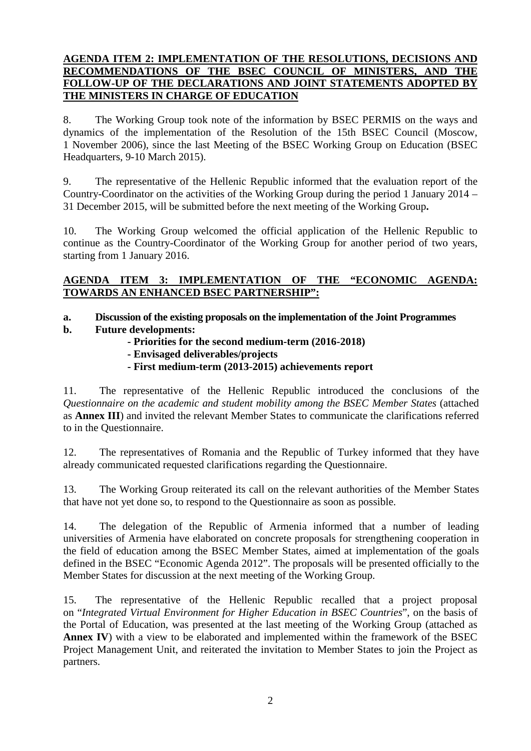**AGENDA ITEM 2: IMPLEMENTATION OF THE RESOLUTIONS, DECISIONS AND RECOMMENDATIONS OF THE BSEC COUNCIL OF MINISTERS, AND THE FOLLOW-UP OF THE DECLARATIONS AND JOINT STATEMENTS ADOPTED BY THE MINISTERS IN CHARGE OF EDUCATION**

8. The Working Group took note of the information by BSEC PERMIS on the ways and dynamics of the implementation of the Resolution of the 15th BSEC Council (Moscow, 1 November 2006), since the last Meeting of the BSEC Working Group on Education (BSEC Headquarters, 9-10 March 2015).

9. The representative of the Hellenic Republic informed that the evaluation report of the Country-Coordinator on the activities of the Working Group during the period 1 January 2014 – 31 December 2015, will be submitted before the next meeting of the Working Group**.**

10. The Working Group welcomed the official application of the Hellenic Republic to continue as the Country-Coordinator of the Working Group for another period of two years, starting from 1 January 2016.

**AGENDA ITEM 3: IMPLEMENTATION OF THE "ECONOMIC AGENDA: TOWARDS AN ENHANCED BSEC PARTNERSHIP":**

**a. Discussion of the existing proposals on the implementation of the Joint Programmes**

**b. Future developments:**

- **Priorities for the second medium-term (2016-2018)**
- **Envisaged deliverables/projects**
- **First medium-term (2013-2015) achievements report**

11. The representative of the Hellenic Republic introduced the conclusions of the *Questionnaire on the academic and student mobility among the BSEC Member States* (attached as **Annex III**) and invited the relevant Member States to communicate the clarifications referred to in the Questionnaire.

12. The representatives of Romania and the Republic of Turkey informed that they have already communicated requested clarifications regarding the Questionnaire.

13. The Working Group reiterated its call on the relevant authorities of the Member States that have not yet done so, to respond to the Questionnaire as soon as possible.

14. The delegation of the Republic of Armenia informed that a number of leading universities of Armenia have elaborated on concrete proposals for strengthening cooperation in the field of education among the BSEC Member States, aimed at implementation of the goals defined in the BSEC "Economic Agenda 2012". The proposals will be presented officially to the Member States for discussion at the next meeting of the Working Group.

15. The representative of the Hellenic Republic recalled that a project proposal on "*Integrated Virtual Environment for Higher Education in BSEC Countries*", on the basis of the Portal of Education, was presented at the last meeting of the Working Group (attached as **Annex IV**) with a view to be elaborated and implemented within the framework of the BSEC Project Management Unit, and reiterated the invitation to Member States to join the Project as partners.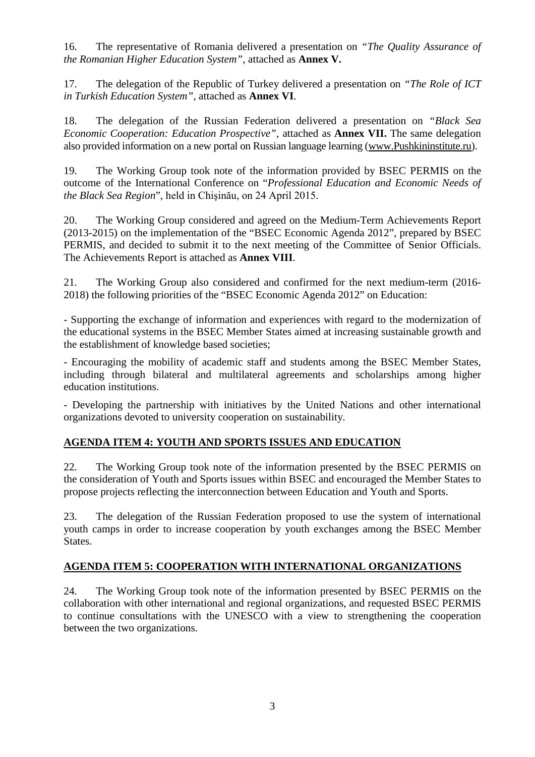16. The representative of Romania delivered a presentation on *"The Quality Assurance of the Romanian Higher Education System"*, attached as **Annex V.**

17. The delegation of the Republic of Turkey delivered a presentation on *"The Role of ICT in Turkish Education System"*, attached as **Annex VI**.

18. The delegation of the Russian Federation delivered a presentation on *"Black Sea Economic Cooperation: Education Prospective"*, attached as **Annex VII.** The same delegation also provided information on a new portal on Russian language learning (www.Pushkininstitute.ru).

19. The Working Group took note of the information provided by BSEC PERMIS on the outcome of the International Conference on "*Professional Education and Economic Needs of the Black Sea Region*", held in Chişinău, on 24 April 2015.

20. The Working Group considered and agreed on the Medium-Term Achievements Report (2013-2015) on the implementation of the "BSEC Economic Agenda 2012", prepared by BSEC PERMIS, and decided to submit it to the next meeting of the Committee of Senior Officials. The Achievements Report is attached as **Annex VIII**.

21. The Working Group also considered and confirmed for the next medium-term (2016-2018) the following priorities of the "BSEC Economic Agenda 2012" on Education:

- Supporting the exchange of information and experiences with regard to the modernization of the educational systems in the BSEC Member States aimed at increasing sustainable growth and the establishment of knowledge based societies;

- Encouraging the mobility of academic staff and students among the BSEC Member States, including through bilateral and multilateral agreements and scholarships among higher education institutions.

- Developing the partnership with initiatives by the United Nations and other international organizations devoted to university cooperation on sustainability.

## AGENDA ITEM 4: YOUTH AND SPORTS ISSUES AND EDUCATION

22. The Working Group took note of the information presented by the BSEC PERMIS on the consideration of Youth and Sports issues within BSEC and encouraged the Member States to propose projects reflecting the interconnection between Education and Youth and Sports.

23. The delegation of the Russian Federation proposed to use the system of international youth camps in order to increase cooperation by youth exchanges among the BSEC Member States.

## AGENDA ITEM 5: COOPERATION WITH INTERNATIONAL ORGANIZATIONS

24. The Working Group took note of the information presented by BSEC PERMIS on the collaboration with other international and regional organizations, and requested BSEC PERMIS to continue consultations with the UNESCO with a view to strengthening the cooperation between the two organizations.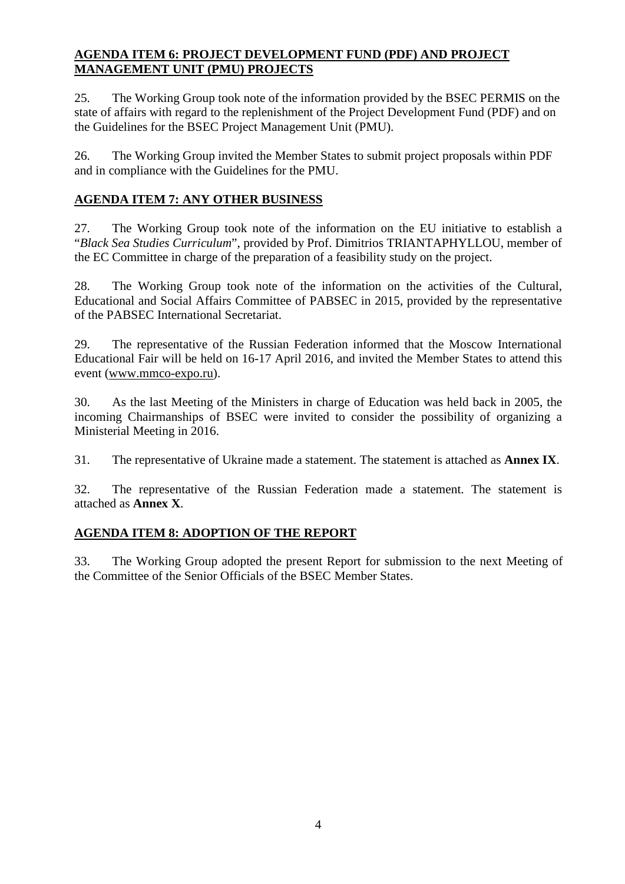## AGENDA ITEM 6: PROJECT DEVELOPMENT FUND (PDF) AND PROJECT MANAGEMENT UNIT (PMU) PROJECTS

25. The Working Group took note of the information provided by the BSEC PERMIS on the state of affairs with regard to the replenishment of the Project Development Fund (PDF) and on the Guidelines for the BSEC Project Management Unit (PMU).

26. The Working Group invited the Member States to submit project proposals within PDF and in compliance with the Guidelines for the PMU.

## AGENDA ITEM 7: ANY OTHER BUSINESS

27. The Working Group took note of the information on the EU initiative to establish a "*Black Sea Studies Curriculum*", provided by Prof. Dimitrios TRIANTAPHYLLOU, member of the EC Committee in charge of the preparation of a feasibility study on the project.

28. The Working Group took note of the information on the activities of the Cultural, Educational and Social Affairs Committee of PABSEC in 2015, provided by the representative of the PABSEC International Secretariat.

29. The representative of the Russian Federation informed that the Moscow International Educational Fair will be held on 16-17 April 2016, and invited the Member States to attend this event (www.mmco-expo.ru).

30. As the last Meeting of the Ministers in charge of Education was held back in 2005, the incoming Chairmanships of BSEC were invited to consider the possibility of organizing a Ministerial Meeting in 2016.

31. The representative of Ukraine made a statement. The statement is attached as **Annex IX**.

32. The representative of the Russian Federation made a statement. The statement is attached as **Annex X**.

## AGENDA ITEM 8: ADOPTION OF THE REPORT

33. The Working Group adopted the present Report for submission to the next Meeting of the Committee of the Senior Officials of the BSEC Member States.